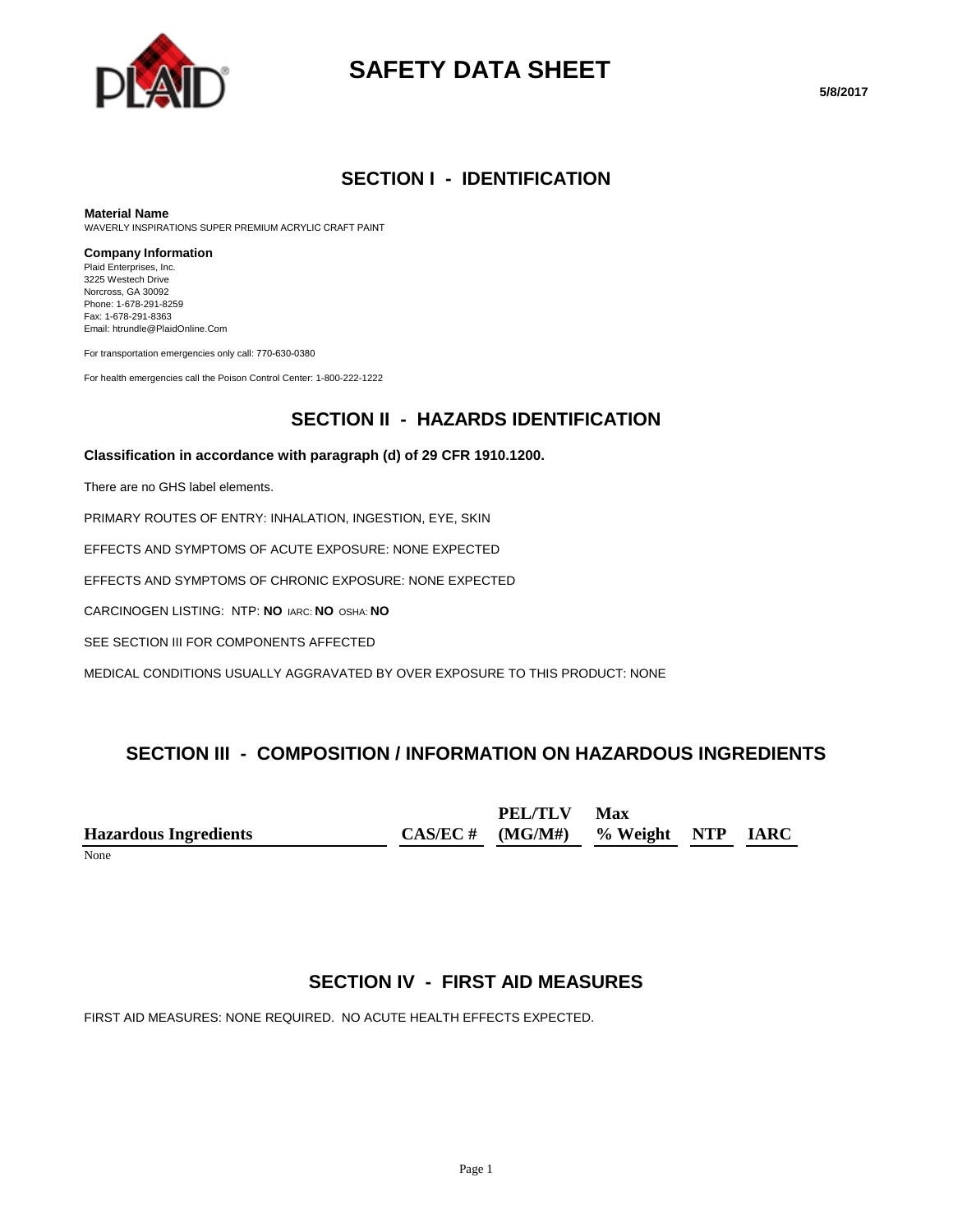# SAFETY DATA SHEET

5/8/2017

## SECTION I - IDENTIFICATION

**Material Name**
WAVERLY INSPIRATIONS SUPER PREMIUM ACRYLIC CRAFT PAINT

**Company Information**
Plaid Enterprises, Inc.
3225 Westech Drive
Norcross, GA 30092
Phone: 1-678-291-8259
Fax: 1-678-291-8363
Email: htrundle@PlaidOnline.Com

For transportation emergencies only call: 770-630-0380

For health emergencies call the Poison Control Center: 1-800-222-1222

## SECTION II - HAZARDS IDENTIFICATION

**Classification in accordance with paragraph (d) of 29 CFR 1910.1200.**

There are no GHS label elements.

PRIMARY ROUTES OF ENTRY: INHALATION, INGESTION, EYE, SKIN

EFFECTS AND SYMPTOMS OF ACUTE EXPOSURE: NONE EXPECTED

EFFECTS AND SYMPTOMS OF CHRONIC EXPOSURE: NONE EXPECTED

CARCINOGEN LISTING: NTP: **NO** IARC: **NO** OSHA: **NO**

SEE SECTION III FOR COMPONENTS AFFECTED

MEDICAL CONDITIONS USUALLY AGGRAVATED BY OVER EXPOSURE TO THIS PRODUCT: NONE

## SECTION III - COMPOSITION / INFORMATION ON HAZARDOUS INGREDIENTS

| Hazardous Ingredients | CAS/EC # | PEL/TLV (MG/M#) | Max % Weight | NTP | IARC |
|---|---|---|---|---|---|
| None | | | | | |

## SECTION IV - FIRST AID MEASURES

FIRST AID MEASURES: NONE REQUIRED. NO ACUTE HEALTH EFFECTS EXPECTED.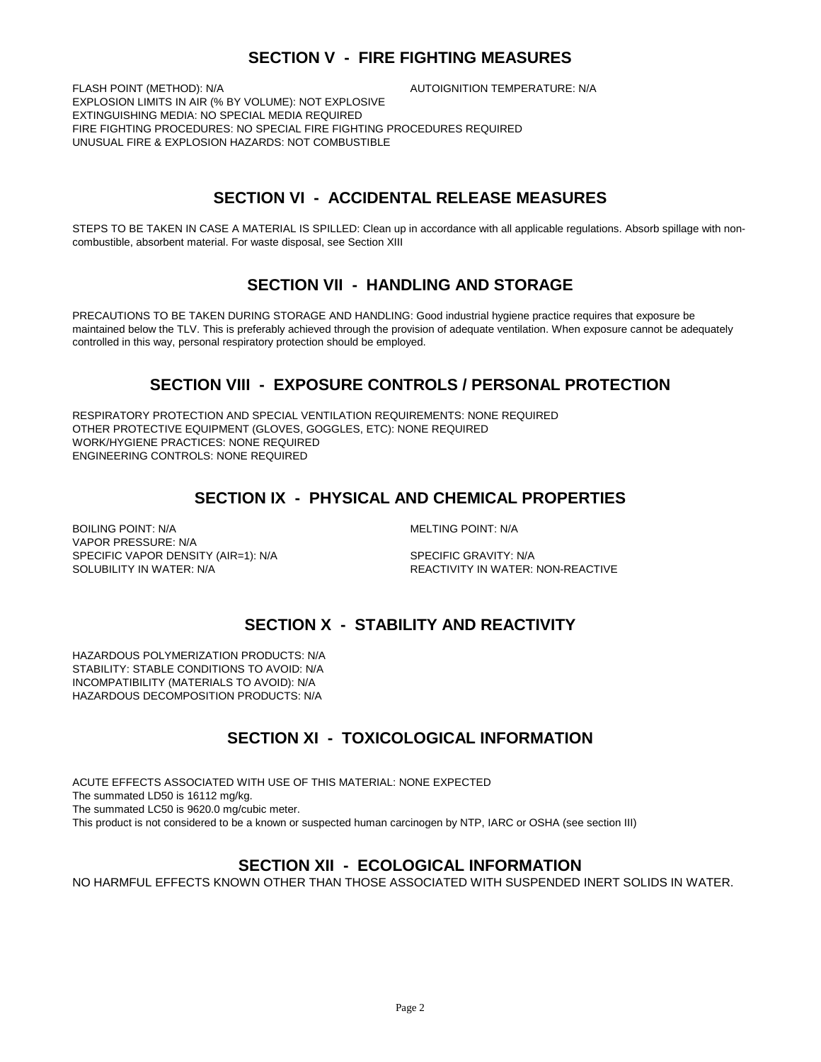## SECTION V - FIRE FIGHTING MEASURES

FLASH POINT (METHOD): N/A

AUTOIGNITION TEMPERATURE: N/A

EXPLOSION LIMITS IN AIR (% BY VOLUME): NOT EXPLOSIVE

EXTINGUISHING MEDIA: NO SPECIAL MEDIA REQUIRED

FIRE FIGHTING PROCEDURES: NO SPECIAL FIRE FIGHTING PROCEDURES REQUIRED

UNUSUAL FIRE & EXPLOSION HAZARDS: NOT COMBUSTIBLE

## SECTION VI - ACCIDENTAL RELEASE MEASURES

STEPS TO BE TAKEN IN CASE A MATERIAL IS SPILLED: Clean up in accordance with all applicable regulations. Absorb spillage with non-combustible, absorbent material. For waste disposal, see Section XIII

## SECTION VII - HANDLING AND STORAGE

PRECAUTIONS TO BE TAKEN DURING STORAGE AND HANDLING: Good industrial hygiene practice requires that exposure be maintained below the TLV. This is preferably achieved through the provision of adequate ventilation. When exposure cannot be adequately controlled in this way, personal respiratory protection should be employed.

## SECTION VIII - EXPOSURE CONTROLS / PERSONAL PROTECTION

RESPIRATORY PROTECTION AND SPECIAL VENTILATION REQUIREMENTS: NONE REQUIRED

OTHER PROTECTIVE EQUIPMENT (GLOVES, GOGGLES, ETC): NONE REQUIRED

WORK/HYGIENE PRACTICES: NONE REQUIRED

ENGINEERING CONTROLS: NONE REQUIRED

## SECTION IX - PHYSICAL AND CHEMICAL PROPERTIES

BOILING POINT: N/A

MELTING POINT: N/A

VAPOR PRESSURE: N/A

SPECIFIC VAPOR DENSITY (AIR=1): N/A

SPECIFIC GRAVITY: N/A

SOLUBILITY IN WATER: N/A

REACTIVITY IN WATER: NON-REACTIVE

## SECTION X - STABILITY AND REACTIVITY

HAZARDOUS POLYMERIZATION PRODUCTS: N/A

STABILITY: STABLE CONDITIONS TO AVOID: N/A

INCOMPATIBILITY (MATERIALS TO AVOID): N/A

HAZARDOUS DECOMPOSITION PRODUCTS: N/A

## SECTION XI - TOXICOLOGICAL INFORMATION

ACUTE EFFECTS ASSOCIATED WITH USE OF THIS MATERIAL: NONE EXPECTED

The summated LD50 is 16112 mg/kg.

The summated LC50 is 9620.0 mg/cubic meter.

This product is not considered to be a known or suspected human carcinogen by NTP, IARC or OSHA (see section III)

## SECTION XII - ECOLOGICAL INFORMATION

NO HARMFUL EFFECTS KNOWN OTHER THAN THOSE ASSOCIATED WITH SUSPENDED INERT SOLIDS IN WATER.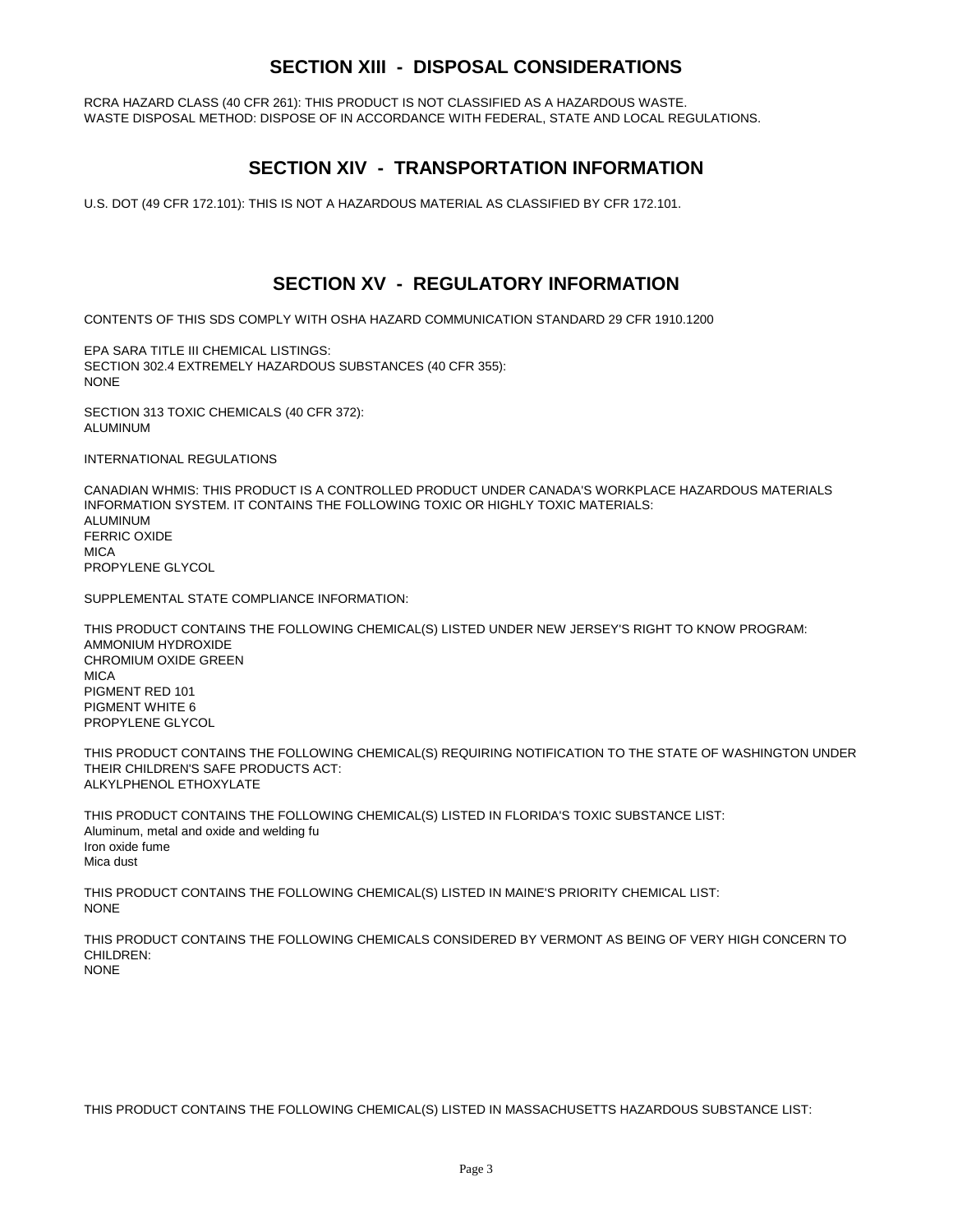## SECTION XIII - DISPOSAL CONSIDERATIONS

RCRA HAZARD CLASS (40 CFR 261): THIS PRODUCT IS NOT CLASSIFIED AS A HAZARDOUS WASTE.
WASTE DISPOSAL METHOD: DISPOSE OF IN ACCORDANCE WITH FEDERAL, STATE AND LOCAL REGULATIONS.

## SECTION XIV - TRANSPORTATION INFORMATION

U.S. DOT (49 CFR 172.101): THIS IS NOT A HAZARDOUS MATERIAL AS CLASSIFIED BY CFR 172.101.

## SECTION XV - REGULATORY INFORMATION

CONTENTS OF THIS SDS COMPLY WITH OSHA HAZARD COMMUNICATION STANDARD 29 CFR 1910.1200

EPA SARA TITLE III CHEMICAL LISTINGS:
SECTION 302.4 EXTREMELY HAZARDOUS SUBSTANCES (40 CFR 355):
NONE

SECTION 313 TOXIC CHEMICALS (40 CFR 372):
ALUMINUM

INTERNATIONAL REGULATIONS

CANADIAN WHMIS: THIS PRODUCT IS A CONTROLLED PRODUCT UNDER CANADA'S WORKPLACE HAZARDOUS MATERIALS INFORMATION SYSTEM. IT CONTAINS THE FOLLOWING TOXIC OR HIGHLY TOXIC MATERIALS:
ALUMINUM
FERRIC OXIDE
MICA
PROPYLENE GLYCOL

SUPPLEMENTAL STATE COMPLIANCE INFORMATION:

THIS PRODUCT CONTAINS THE FOLLOWING CHEMICAL(S) LISTED UNDER NEW JERSEY'S RIGHT TO KNOW PROGRAM:
AMMONIUM HYDROXIDE
CHROMIUM OXIDE GREEN
MICA
PIGMENT RED 101
PIGMENT WHITE 6
PROPYLENE GLYCOL

THIS PRODUCT CONTAINS THE FOLLOWING CHEMICAL(S) REQUIRING NOTIFICATION TO THE STATE OF WASHINGTON UNDER THEIR CHILDREN'S SAFE PRODUCTS ACT:
ALKYLPHENOL ETHOXYLATE

THIS PRODUCT CONTAINS THE FOLLOWING CHEMICAL(S) LISTED IN FLORIDA'S TOXIC SUBSTANCE LIST:
Aluminum, metal and oxide and welding fu
Iron oxide fume
Mica dust

THIS PRODUCT CONTAINS THE FOLLOWING CHEMICAL(S) LISTED IN MAINE'S PRIORITY CHEMICAL LIST:
NONE

THIS PRODUCT CONTAINS THE FOLLOWING CHEMICALS CONSIDERED BY VERMONT AS BEING OF VERY HIGH CONCERN TO CHILDREN:
NONE

THIS PRODUCT CONTAINS THE FOLLOWING CHEMICAL(S) LISTED IN MASSACHUSETTS HAZARDOUS SUBSTANCE LIST: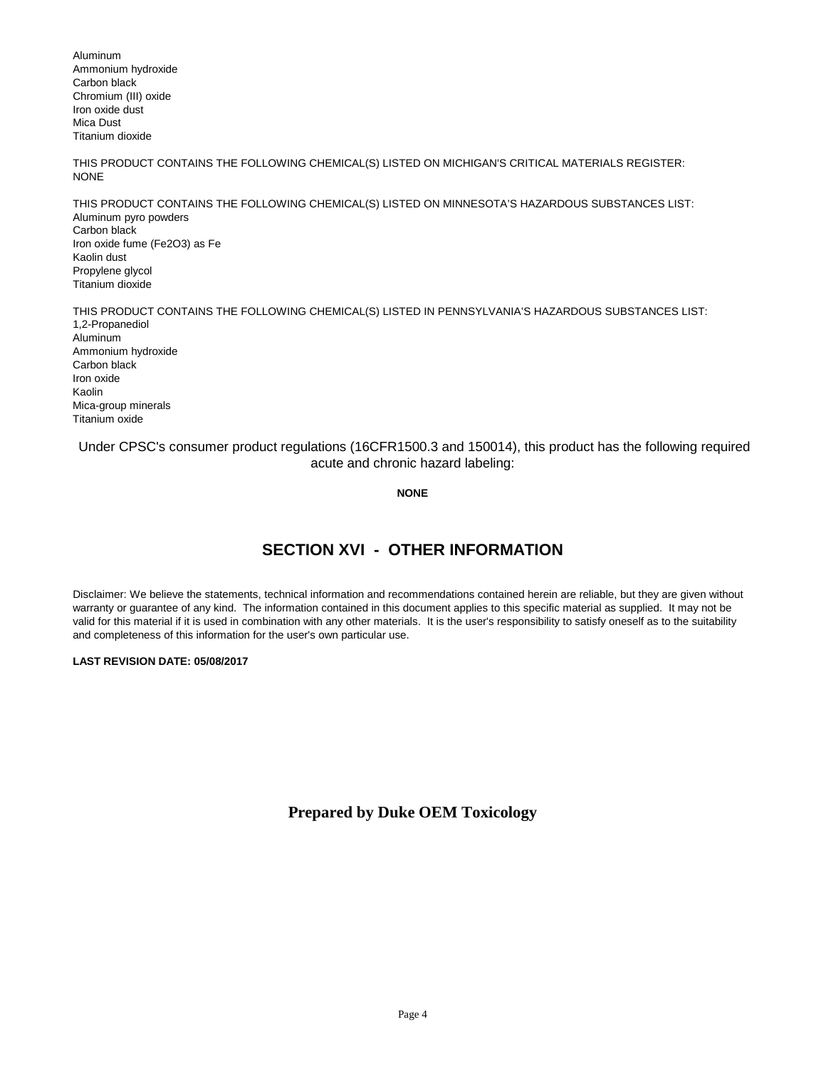Aluminum
Ammonium hydroxide
Carbon black
Chromium (III) oxide
Iron oxide dust
Mica Dust
Titanium dioxide

THIS PRODUCT CONTAINS THE FOLLOWING CHEMICAL(S) LISTED ON MICHIGAN'S CRITICAL MATERIALS REGISTER:
NONE

THIS PRODUCT CONTAINS THE FOLLOWING CHEMICAL(S) LISTED ON MINNESOTA'S HAZARDOUS SUBSTANCES LIST:
Aluminum pyro powders
Carbon black
Iron oxide fume ($Fe_2O_3$) as Fe
Kaolin dust
Propylene glycol
Titanium dioxide

THIS PRODUCT CONTAINS THE FOLLOWING CHEMICAL(S) LISTED IN PENNSYLVANIA'S HAZARDOUS SUBSTANCES LIST:
1,2-Propanediol
Aluminum
Ammonium hydroxide
Carbon black
Iron oxide
Kaolin
Mica-group minerals
Titanium oxide

Under CPSC's consumer product regulations (16CFR1500.3 and 150014), this product has the following required acute and chronic hazard labeling:

**NONE**

## SECTION XVI - OTHER INFORMATION

Disclaimer: We believe the statements, technical information and recommendations contained herein are reliable, but they are given without warranty or guarantee of any kind. The information contained in this document applies to this specific material as supplied. It may not be valid for this material if it is used in combination with any other materials. It is the user's responsibility to satisfy oneself as to the suitability and completeness of this information for the user's own particular use.

**LAST REVISION DATE: 05/08/2017**

**Prepared by Duke OEM Toxicology**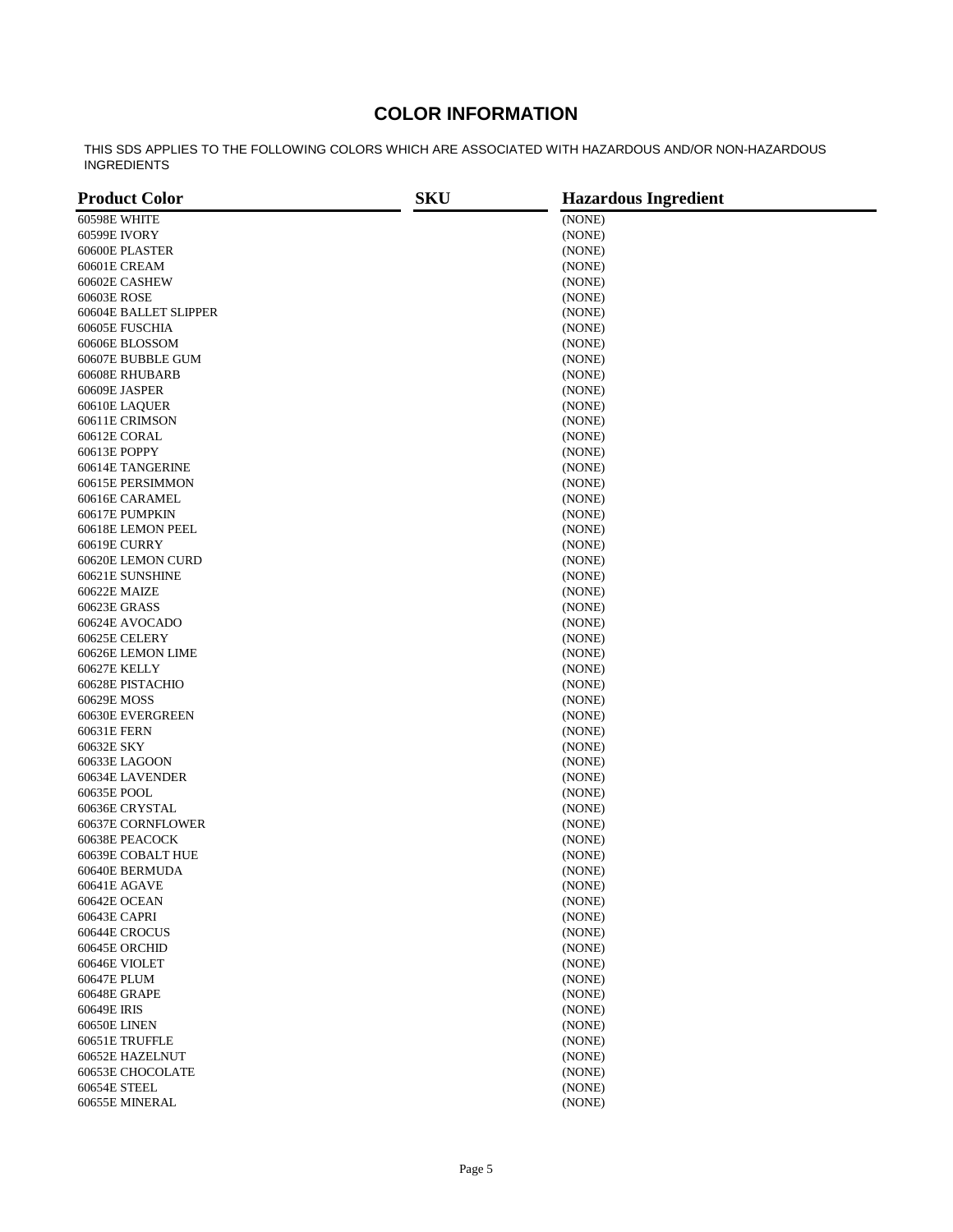## COLOR INFORMATION

THIS SDS APPLIES TO THE FOLLOWING COLORS WHICH ARE ASSOCIATED WITH HAZARDOUS AND/OR NON-HAZARDOUS INGREDIENTS

| Product Color | SKU | Hazardous Ingredient |
|---|---|---|
| 60598E WHITE | | (NONE) |
| 60599E IVORY | | (NONE) |
| 60600E PLASTER | | (NONE) |
| 60601E CREAM | | (NONE) |
| 60602E CASHEW | | (NONE) |
| 60603E ROSE | | (NONE) |
| 60604E BALLET SLIPPER | | (NONE) |
| 60605E FUSCHIA | | (NONE) |
| 60606E BLOSSOM | | (NONE) |
| 60607E BUBBLE GUM | | (NONE) |
| 60608E RHUBARB | | (NONE) |
| 60609E JASPER | | (NONE) |
| 60610E LAQUER | | (NONE) |
| 60611E CRIMSON | | (NONE) |
| 60612E CORAL | | (NONE) |
| 60613E POPPY | | (NONE) |
| 60614E TANGERINE | | (NONE) |
| 60615E PERSIMMON | | (NONE) |
| 60616E CARAMEL | | (NONE) |
| 60617E PUMPKIN | | (NONE) |
| 60618E LEMON PEEL | | (NONE) |
| 60619E CURRY | | (NONE) |
| 60620E LEMON CURD | | (NONE) |
| 60621E SUNSHINE | | (NONE) |
| 60622E MAIZE | | (NONE) |
| 60623E GRASS | | (NONE) |
| 60624E AVOCADO | | (NONE) |
| 60625E CELERY | | (NONE) |
| 60626E LEMON LIME | | (NONE) |
| 60627E KELLY | | (NONE) |
| 60628E PISTACHIO | | (NONE) |
| 60629E MOSS | | (NONE) |
| 60630E EVERGREEN | | (NONE) |
| 60631E FERN | | (NONE) |
| 60632E SKY | | (NONE) |
| 60633E LAGOON | | (NONE) |
| 60634E LAVENDER | | (NONE) |
| 60635E POOL | | (NONE) |
| 60636E CRYSTAL | | (NONE) |
| 60637E CORNFLOWER | | (NONE) |
| 60638E PEACOCK | | (NONE) |
| 60639E COBALT HUE | | (NONE) |
| 60640E BERMUDA | | (NONE) |
| 60641E AGAVE | | (NONE) |
| 60642E OCEAN | | (NONE) |
| 60643E CAPRI | | (NONE) |
| 60644E CROCUS | | (NONE) |
| 60645E ORCHID | | (NONE) |
| 60646E VIOLET | | (NONE) |
| 60647E PLUM | | (NONE) |
| 60648E GRAPE | | (NONE) |
| 60649E IRIS | | (NONE) |
| 60650E LINEN | | (NONE) |
| 60651E TRUFFLE | | (NONE) |
| 60652E HAZELNUT | | (NONE) |
| 60653E CHOCOLATE | | (NONE) |
| 60654E STEEL | | (NONE) |
| 60655E MINERAL | | (NONE) |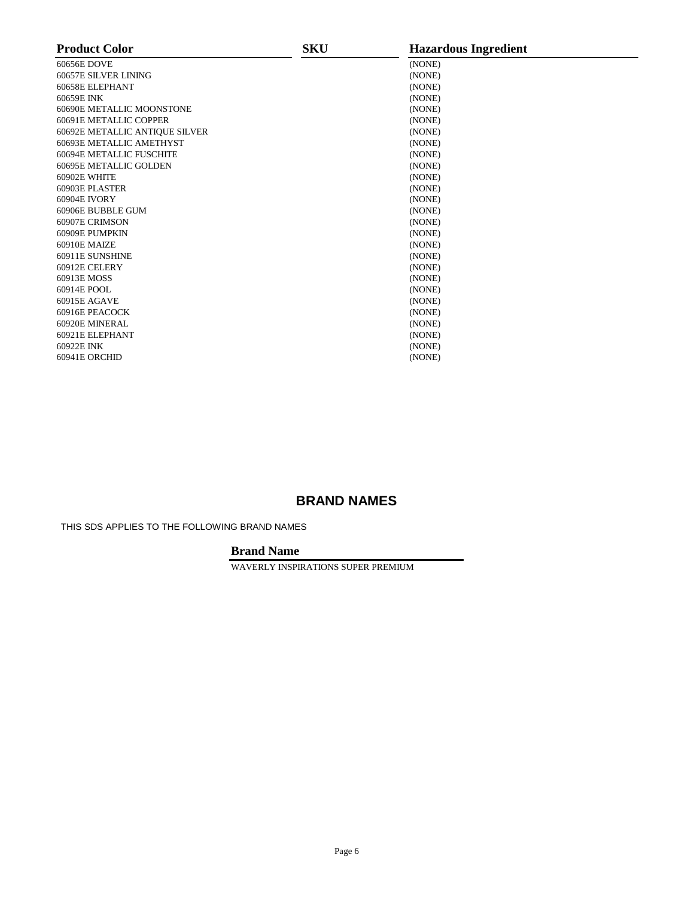| Product Color | SKU | Hazardous Ingredient |
| --- | --- | --- |
| 60656E DOVE | | (NONE) |
| 60657E SILVER LINING | | (NONE) |
| 60658E ELEPHANT | | (NONE) |
| 60659E INK | | (NONE) |
| 60690E METALLIC MOONSTONE | | (NONE) |
| 60691E METALLIC COPPER | | (NONE) |
| 60692E METALLIC ANTIQUE SILVER | | (NONE) |
| 60693E METALLIC AMETHYST | | (NONE) |
| 60694E METALLIC FUSCHITE | | (NONE) |
| 60695E METALLIC GOLDEN | | (NONE) |
| 60902E WHITE | | (NONE) |
| 60903E PLASTER | | (NONE) |
| 60904E IVORY | | (NONE) |
| 60906E BUBBLE GUM | | (NONE) |
| 60907E CRIMSON | | (NONE) |
| 60909E PUMPKIN | | (NONE) |
| 60910E MAIZE | | (NONE) |
| 60911E SUNSHINE | | (NONE) |
| 60912E CELERY | | (NONE) |
| 60913E MOSS | | (NONE) |
| 60914E POOL | | (NONE) |
| 60915E AGAVE | | (NONE) |
| 60916E PEACOCK | | (NONE) |
| 60920E MINERAL | | (NONE) |
| 60921E ELEPHANT | | (NONE) |
| 60922E INK | | (NONE) |
| 60941E ORCHID | | (NONE) |

## BRAND NAMES

THIS SDS APPLIES TO THE FOLLOWING BRAND NAMES

| Brand Name |
| --- |
| WAVERLY INSPIRATIONS SUPER PREMIUM |